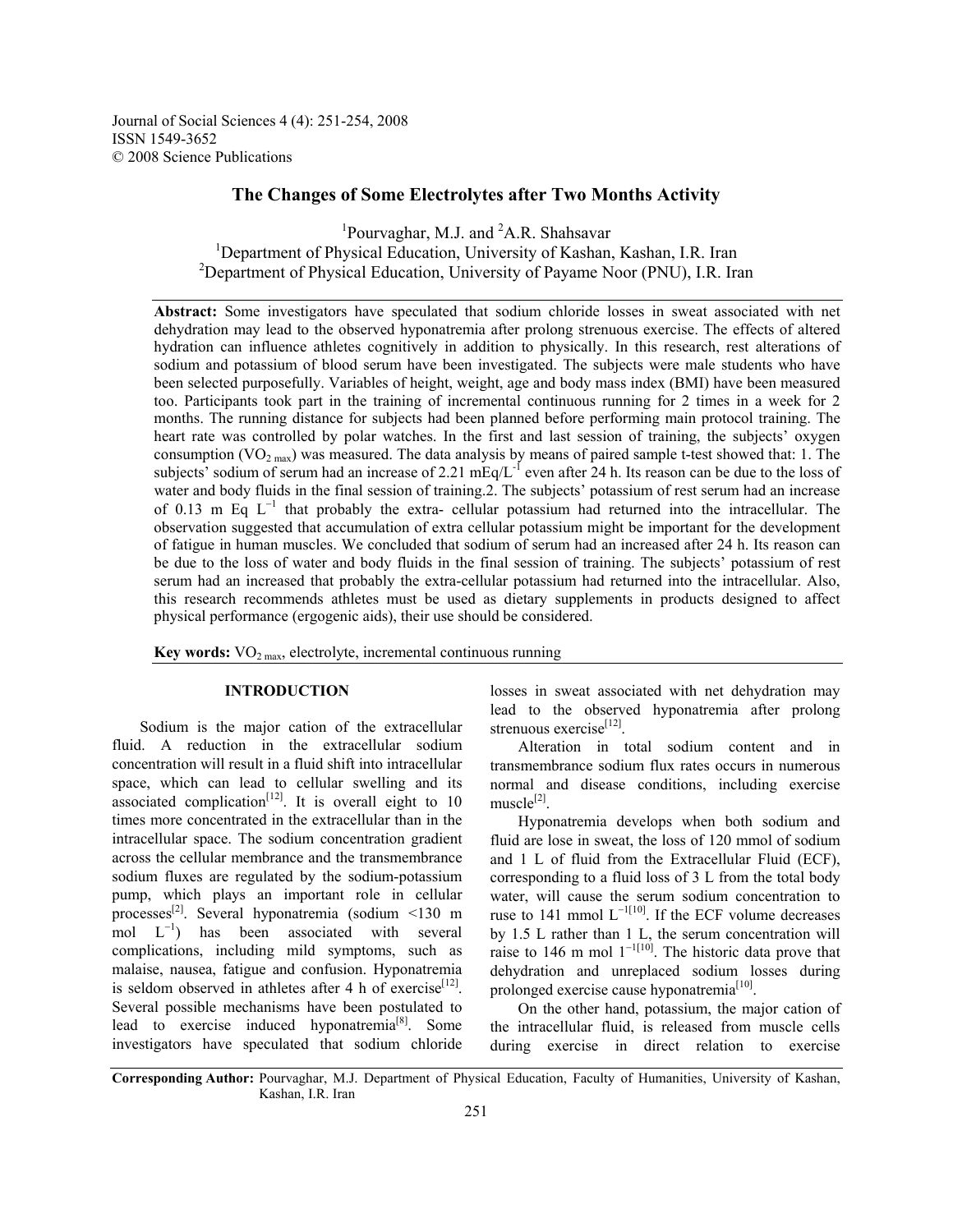Journal of Social Sciences 4 (4): 251-254, 2008
ISSN 1549-3652
© 2008 Science Publications

# The Changes of Some Electrolytes after Two Months Activity

[1]Pourvaghar, M.J. and [2]A.R. Shahsavar
[1]Department of Physical Education, University of Kashan, Kashan, I.R. Iran
[2]Department of Physical Education, University of Payame Noor (PNU), I.R. Iran

**Abstract:** Some investigators have speculated that sodium chloride losses in sweat associated with net dehydration may lead to the observed hyponatremia after prolong strenuous exercise. The effects of altered hydration can influence athletes cognitively in addition to physically. In this research, rest alterations of sodium and potassium of blood serum have been investigated. The subjects were male students who have been selected purposefully. Variables of height, weight, age and body mass index (BMI) have been measured too. Participants took part in the training of incremental continuous running for 2 times in a week for 2 months. The running distance for subjects had been planned before performing main protocol training. The heart rate was controlled by polar watches. In the first and last session of training, the subjects' oxygen consumption ($VO_{2\,max}$) was measured. The data analysis by means of paired sample t-test showed that: 1. The subjects' sodium of serum had an increase of 2.21 $mEq/L^{-1}$ even after 24 h. Its reason can be due to the loss of water and body fluids in the final session of training.2. The subjects' potassium of rest serum had an increase of 0.13 m Eq $L^{-1}$ that probably the extra- cellular potassium had returned into the intracellular. The observation suggested that accumulation of extra cellular potassium might be important for the development of fatigue in human muscles. We concluded that sodium of serum had an increased after 24 h. Its reason can be due to the loss of water and body fluids in the final session of training. The subjects' potassium of rest serum had an increased that probably the extra-cellular potassium had returned into the intracellular. Also, this research recommends athletes must be used as dietary supplements in products designed to affect physical performance (ergogenic aids), their use should be considered.

**Key words:** $VO_{2\,max}$, electrolyte, incremental continuous running

## INTRODUCTION

Sodium is the major cation of the extracellular fluid. A reduction in the extracellular sodium concentration will result in a fluid shift into intracellular space, which can lead to cellular swelling and its associated complication[12]. It is overall eight to 10 times more concentrated in the extracellular than in the intracellular space. The sodium concentration gradient across the cellular membrance and the transmembrane sodium fluxes are regulated by the sodium-potassium pump, which plays an important role in cellular processes[2]. Several hyponatremia (sodium <130 m mol $L^{-1}$) has been associated with several complications, including mild symptoms, such as malaise, nausea, fatigue and confusion. Hyponatremia is seldom observed in athletes after 4 h of exercise[12]. Several possible mechanisms have been postulated to lead to exercise induced hyponatremia[8]. Some investigators have speculated that sodium chloride losses in sweat associated with net dehydration may lead to the observed hyponatremia after prolong strenuous exercise[12].

Alteration in total sodium content and in transmembrance sodium flux rates occurs in numerous normal and disease conditions, including exercise muscle[2].

Hyponatremia develops when both sodium and fluid are lose in sweat, the loss of 120 mmol of sodium and 1 L of fluid from the Extracellular Fluid (ECF), corresponding to a fluid loss of 3 L from the total body water, will cause the serum sodium concentration to ruse to 141 mmol $L^{-1}$[10]. If the ECF volume decreases by 1.5 L rather than 1 L, the serum concentration will raise to 146 m mol $l^{-1}$[10]. The historic data prove that dehydration and unreplaced sodium losses during prolonged exercise cause hyponatremia[10].

On the other hand, potassium, the major cation of the intracellular fluid, is released from muscle cells during exercise in direct relation to exercise

**Corresponding Author:** Pourvaghar, M.J. Department of Physical Education, Faculty of Humanities, University of Kashan, Kashan, I.R. Iran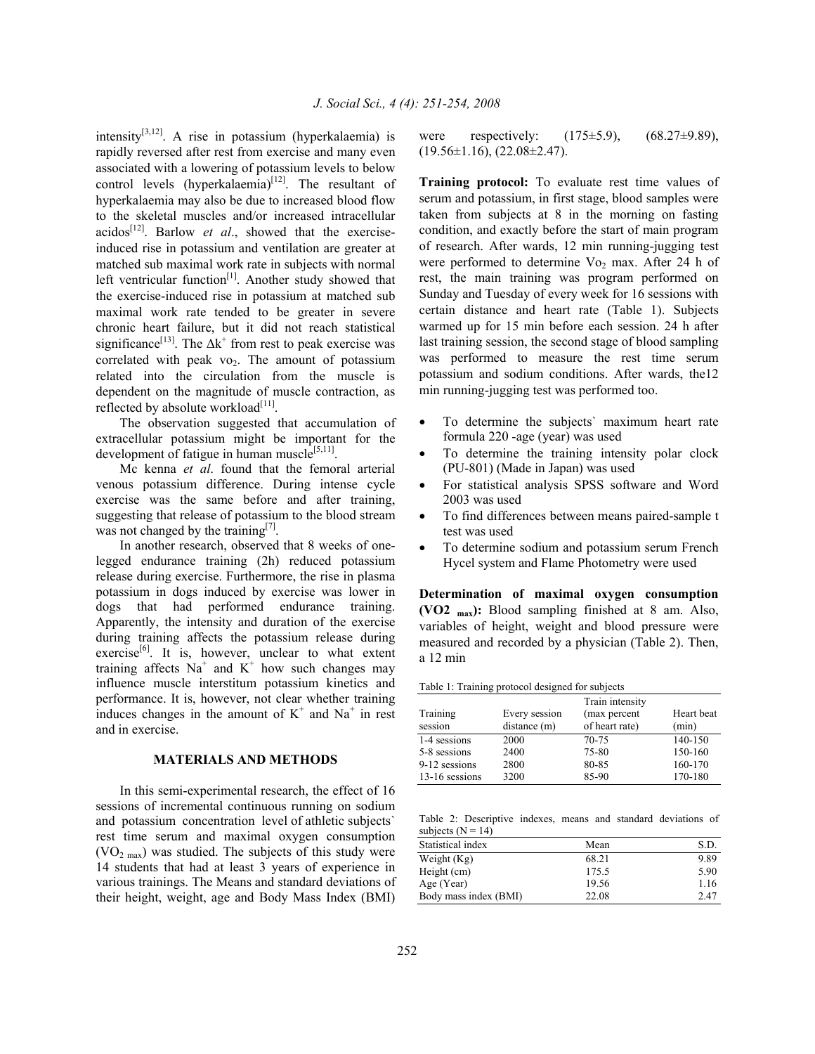intensity[3,12]. A rise in potassium (hyperkalaemia) is rapidly reversed after rest from exercise and many even associated with a lowering of potassium levels to below control levels (hyperkalaemia)[12]. The resultant of hyperkalaemia may also be due to increased blood flow to the skeletal muscles and/or increased intracellular acidos[12]. Barlow *et al*., showed that the exercise-induced rise in potassium and ventilation are greater at matched sub maximal work rate in subjects with normal left ventricular function[1]. Another study showed that the exercise-induced rise in potassium at matched sub maximal work rate tended to be greater in severe chronic heart failure, but it did not reach statistical significance[13]. The $\Delta k^+$ from rest to peak exercise was correlated with peak $vo_2$. The amount of potassium related into the circulation from the muscle is dependent on the magnitude of muscle contraction, as reflected by absolute workload[11].

The observation suggested that accumulation of extracellular potassium might be important for the development of fatigue in human muscle[5,11].

Mc kenna *et al*. found that the femoral arterial venous potassium difference. During intense cycle exercise was the same before and after training, suggesting that release of potassium to the blood stream was not changed by the training[7].

In another research, observed that 8 weeks of one-legged endurance training (2h) reduced potassium release during exercise. Furthermore, the rise in plasma potassium in dogs induced by exercise was lower in dogs that had performed endurance training. Apparently, the intensity and duration of the exercise during training affects the potassium release during exercise[6]. It is, however, unclear to what extent training affects $Na^+$ and $K^+$ how such changes may influence muscle interstitum potassium kinetics and performance. It is, however, not clear whether training induces changes in the amount of $K^+$ and $Na^+$ in rest and in exercise.

## MATERIALS AND METHODS

In this semi-experimental research, the effect of 16 sessions of incremental continuous running on sodium and potassium concentration level of athletic subjects` rest time serum and maximal oxygen consumption ($VO_{2\ max}$) was studied. The subjects of this study were 14 students that had at least 3 years of experience in various trainings. The Means and standard deviations of their height, weight, age and Body Mass Index (BMI) were respectively: (175±5.9), (68.27±9.89), (19.56±1.16), (22.08±2.47).

**Training protocol:** To evaluate rest time values of serum and potassium, in first stage, blood samples were taken from subjects at 8 in the morning on fasting condition, and exactly before the start of main program of research. After wards, 12 min running-jugging test were performed to determine $Vo_2$ max. After 24 h of rest, the main training was program performed on Sunday and Tuesday of every week for 16 sessions with certain distance and heart rate (Table 1). Subjects warmed up for 15 min before each session. 24 h after last training session, the second stage of blood sampling was performed to measure the rest time serum potassium and sodium conditions. After wards, the12 min running-jugging test was performed too.

- To determine the subjects` maximum heart rate formula 220 -age (year) was used
- To determine the training intensity polar clock (PU-801) (Made in Japan) was used
- For statistical analysis SPSS software and Word 2003 was used
- To find differences between means paired-sample t test was used
- To determine sodium and potassium serum French Hycel system and Flame Photometry were used

**Determination of maximal oxygen consumption ($VO2_{max}$):** Blood sampling finished at 8 am. Also, variables of height, weight and blood pressure were measured and recorded by a physician (Table 2). Then, a 12 min

Table 1: Training protocol designed for subjects

| Training session | Every session distance (m) | Train intensity (max percent of heart rate) | Heart beat (min) |
|---|---|---|---|
| 1-4 sessions | 2000 | 70-75 | 140-150 |
| 5-8 sessions | 2400 | 75-80 | 150-160 |
| 9-12 sessions | 2800 | 80-85 | 160-170 |
| 13-16 sessions | 3200 | 85-90 | 170-180 |

Table 2: Descriptive indexes, means and standard deviations of subjects (N = 14)

| Statistical index | Mean | S.D. |
|---|---|---|
| Weight (Kg) | 68.21 | 9.89 |
| Height (cm) | 175.5 | 5.90 |
| Age (Year) | 19.56 | 1.16 |
| Body mass index (BMI) | 22.08 | 2.47 |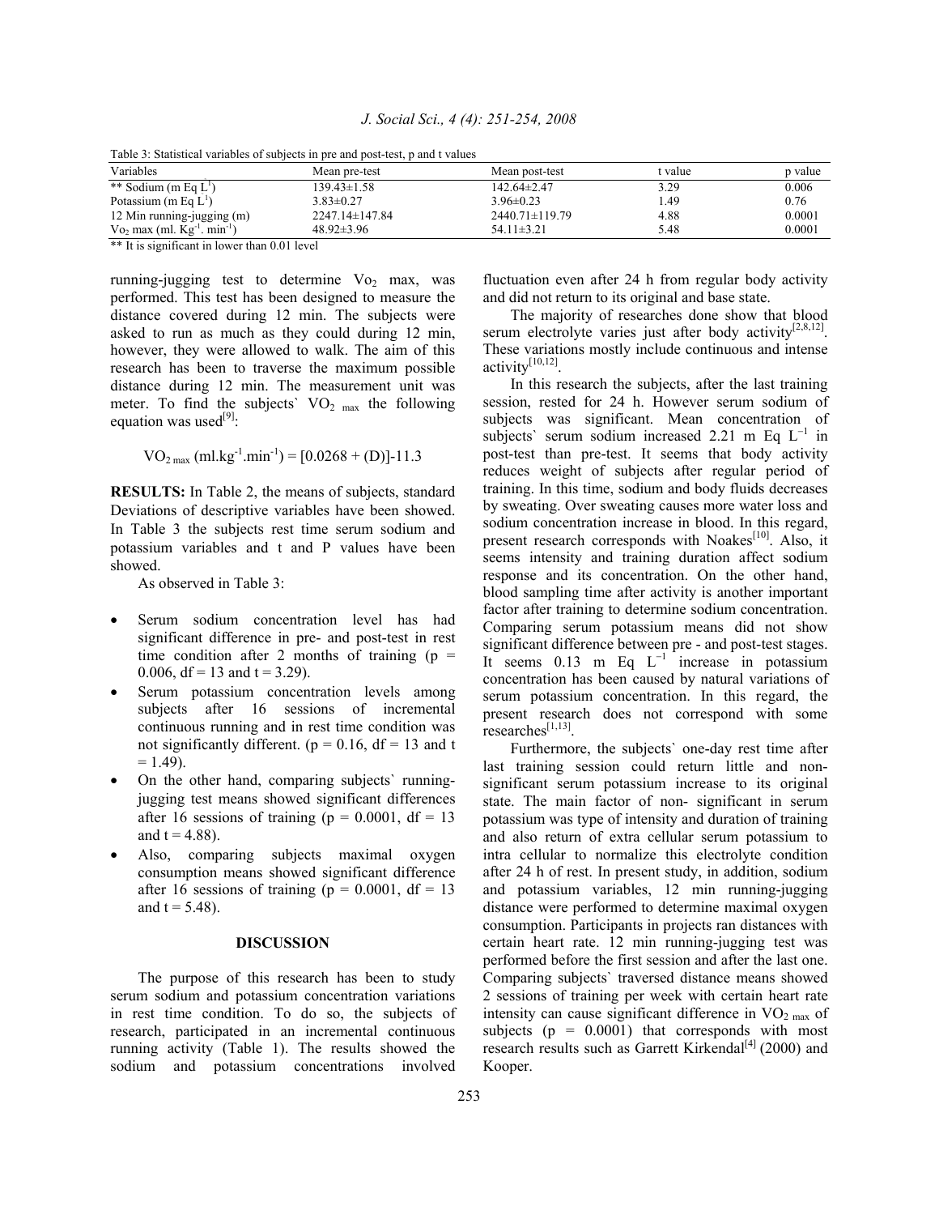Table 3: Statistical variables of subjects in pre and post-test, p and t values

| Variables | Mean pre-test | Mean post-test | t value | p value |
|---|---|---|---|---|
| ** Sodium (m Eq $L^1$) | 139.43±1.58 | 142.64±2.47 | 3.29 | 0.006 |
| Potassium (m Eq $L^1$) | 3.83±0.27 | 3.96±0.23 | 1.49 | 0.76 |
| 12 Min running-jugging (m) | 2247.14±147.84 | 2440.71±119.79 | 4.88 | 0.0001 |
| $Vo_2$ max (ml. $Kg^{-1}$. $min^{-1}$) | 48.92±3.96 | 54.11±3.21 | 5.48 | 0.0001 |

** It is significant in lower than 0.01 level

running-jugging test to determine $Vo_2$ max, was performed. This test has been designed to measure the distance covered during 12 min. The subjects were asked to run as much as they could during 12 min, however, they were allowed to walk. The aim of this research has been to traverse the maximum possible distance during 12 min. The measurement unit was meter. To find the subjects` $VO_{2\ max}$ the following equation was used[9]:

$$VO_{2\ max}\ (ml.kg^{-1}.min^{-1}) = [0.0268 + (D)]-11.3$$

**RESULTS:** In Table 2, the means of subjects, standard Deviations of descriptive variables have been showed. In Table 3 the subjects rest time serum sodium and potassium variables and t and P values have been showed.

As observed in Table 3:

- Serum sodium concentration level has had significant difference in pre- and post-test in rest time condition after 2 months of training ($p = 0.006$, $df = 13$ and $t = 3.29$).
- Serum potassium concentration levels among subjects after 16 sessions of incremental continuous running and in rest time condition was not significantly different. ($p = 0.16$, $df = 13$ and $t = 1.49$).
- On the other hand, comparing subjects` running-jugging test means showed significant differences after 16 sessions of training ($p = 0.0001$, $df = 13$ and $t = 4.88$).
- Also, comparing subjects maximal oxygen consumption means showed significant difference after 16 sessions of training ($p = 0.0001$, $df = 13$ and $t = 5.48$).

## DISCUSSION

The purpose of this research has been to study serum sodium and potassium concentration variations in rest time condition. To do so, the subjects of research, participated in an incremental continuous running activity (Table 1). The results showed the sodium and potassium concentrations involved fluctuation even after 24 h from regular body activity and did not return to its original and base state.

The majority of researches done show that blood serum electrolyte varies just after body activity[2,8,12]. These variations mostly include continuous and intense activity[10,12].

In this research the subjects, after the last training session, rested for 24 h. However serum sodium of subjects was significant. Mean concentration of subjects` serum sodium increased 2.21 m Eq $L^{-1}$ in post-test than pre-test. It seems that body activity reduces weight of subjects after regular period of training. In this time, sodium and body fluids decreases by sweating. Over sweating causes more water loss and sodium concentration increase in blood. In this regard, present research corresponds with Noakes[10]. Also, it seems intensity and training duration affect sodium response and its concentration. On the other hand, blood sampling time after activity is another important factor after training to determine sodium concentration. Comparing serum potassium means did not show significant difference between pre - and post-test stages. It seems 0.13 m Eq $L^{-1}$ increase in potassium concentration has been caused by natural variations of serum potassium concentration. In this regard, the present research does not correspond with some researches[1,13].

Furthermore, the subjects` one-day rest time after last training session could return little and non-significant serum potassium increase to its original state. The main factor of non- significant in serum potassium was type of intensity and duration of training and also return of extra cellular serum potassium to intra cellular to normalize this electrolyte condition after 24 h of rest. In present study, in addition, sodium and potassium variables, 12 min running-jugging distance were performed to determine maximal oxygen consumption. Participants in projects ran distances with certain heart rate. 12 min running-jugging test was performed before the first session and after the last one. Comparing subjects` traversed distance means showed 2 sessions of training per week with certain heart rate intensity can cause significant difference in $VO_{2\ max}$ of subjects ($p = 0.0001$) that corresponds with most research results such as Garrett Kirkendal[4] (2000) and Kooper.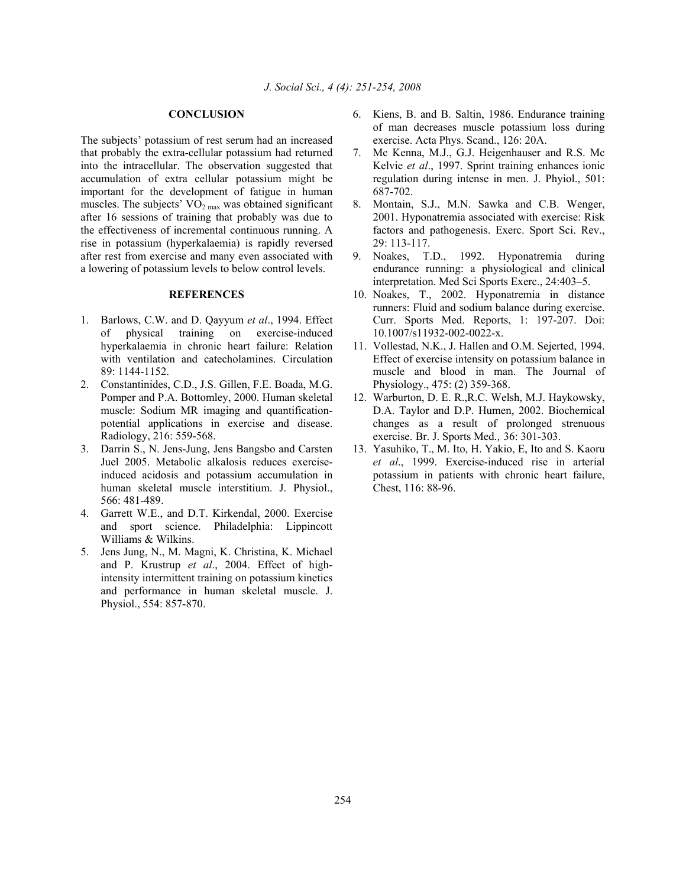## CONCLUSION

The subjects' potassium of rest serum had an increased that probably the extra-cellular potassium had returned into the intracellular. The observation suggested that accumulation of extra cellular potassium might be important for the development of fatigue in human muscles. The subjects' $VO_{2\ max}$ was obtained significant after 16 sessions of training that probably was due to the effectiveness of incremental continuous running. A rise in potassium (hyperkalaemia) is rapidly reversed after rest from exercise and many even associated with a lowering of potassium levels to below control levels.

## REFERENCES

1. Barlows, C.W. and D. Qayyum *et al*., 1994. Effect of physical training on exercise-induced hyperkalaemia in chronic heart failure: Relation with ventilation and catecholamines. Circulation 89: 1144-1152.
2. Constantinides, C.D., J.S. Gillen, F.E. Boada, M.G. Pomper and P.A. Bottomley, 2000. Human skeletal muscle: Sodium MR imaging and quantification-potential applications in exercise and disease. Radiology, 216: 559-568.
3. Darrin S., N. Jens-Jung, Jens Bangsbo and Carsten Juel 2005. Metabolic alkalosis reduces exercise-induced acidosis and potassium accumulation in human skeletal muscle interstitium. J. Physiol., 566: 481-489.
4. Garrett W.E., and D.T. Kirkendal, 2000. Exercise and sport science. Philadelphia: Lippincott Williams & Wilkins.
5. Jens Jung, N., M. Magni, K. Christina, K. Michael and P. Krustrup *et al*., 2004. Effect of high-intensity intermittent training on potassium kinetics and performance in human skeletal muscle. J. Physiol., 554: 857-870.
6. Kiens, B. and B. Saltin, 1986. Endurance training of man decreases muscle potassium loss during exercise. Acta Phys. Scand., 126: 20A.
7. Mc Kenna, M.J., G.J. Heigenhauser and R.S. Mc Kelvie *et al*., 1997. Sprint training enhances ionic regulation during intense in men. J. Phyiol., 501: 687-702.
8. Montain, S.J., M.N. Sawka and C.B. Wenger, 2001. Hyponatremia associated with exercise: Risk factors and pathogenesis. Exerc. Sport Sci. Rev., 29: 113-117.
9. Noakes, T.D., 1992. Hyponatremia during endurance running: a physiological and clinical interpretation. Med Sci Sports Exerc., 24:403–5.
10. Noakes, T., 2002. Hyponatremia in distance runners: Fluid and sodium balance during exercise. Curr. Sports Med. Reports, 1: 197-207. Doi: 10.1007/s11932-002-0022-x.
11. Vollestad, N.K., J. Hallen and O.M. Sejerted, 1994. Effect of exercise intensity on potassium balance in muscle and blood in man. The Journal of Physiology., 475: (2) 359-368.
12. Warburton, D. E. R.,R.C. Welsh, M.J. Haykowsky, D.A. Taylor and D.P. Humen, 2002. Biochemical changes as a result of prolonged strenuous exercise. Br. J. Sports Med., 36: 301-303.
13. Yasuhiko, T., M. Ito, H. Yakio, E, Ito and S. Kaoru *et al*., 1999. Exercise-induced rise in arterial potassium in patients with chronic heart failure, Chest, 116: 88-96.